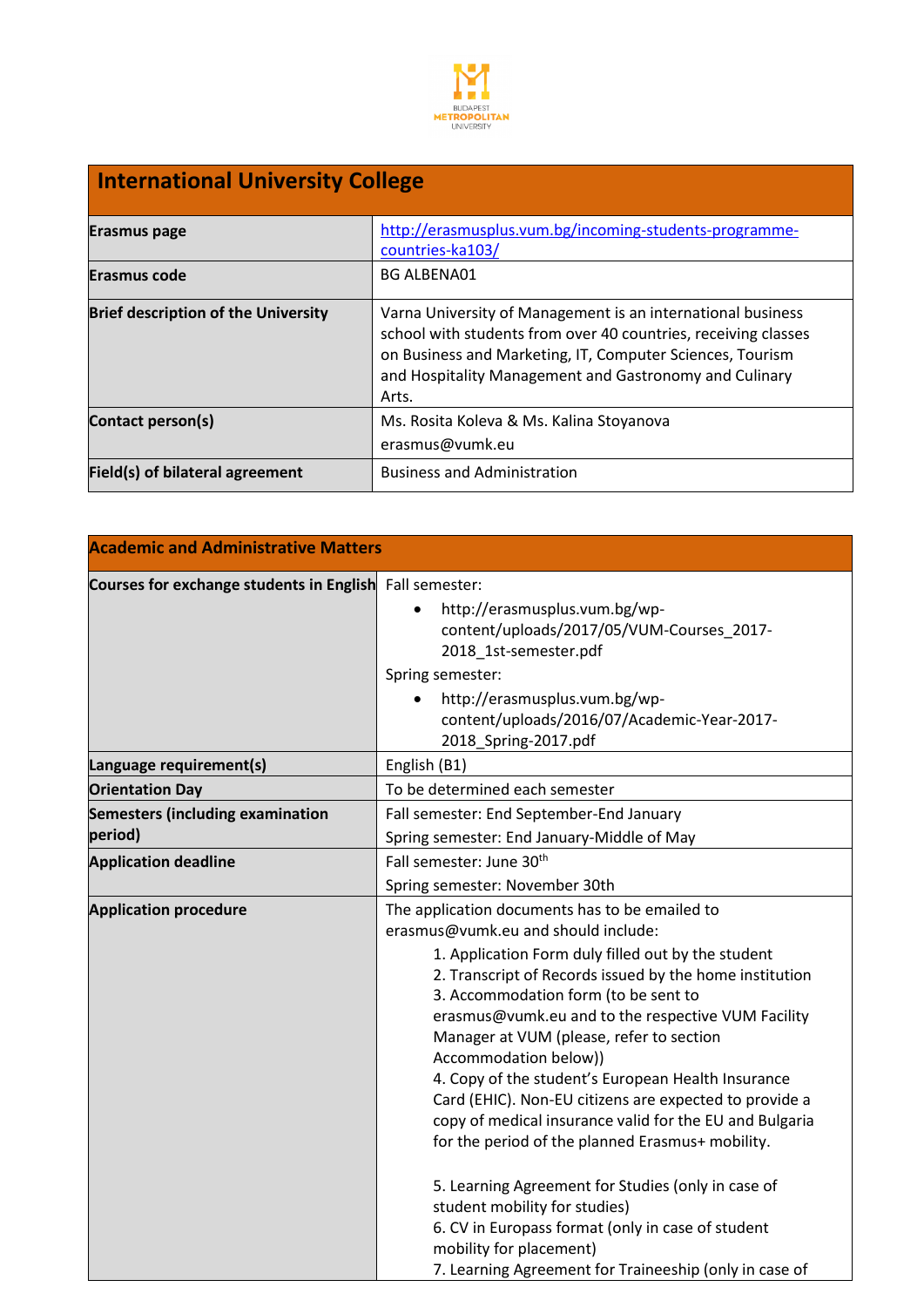| International University College | |
|---|---|
| Erasmus page | http://erasmusplus.vum.bg/incoming-students-programme-countries-ka103/ |
| Erasmus code | BG ALBENA01 |
| Brief description of the University | Varna University of Management is an international business school with students from over 40 countries, receiving classes on Business and Marketing, IT, Computer Sciences, Tourism and Hospitality Management and Gastronomy and Culinary Arts. |
| Contact person(s) | Ms. Rosita Koleva & Ms. Kalina Stoyanova<br>erasmus@vumk.eu |
| Field(s) of bilateral agreement | Business and Administration |

| Academic and Administrative Matters | |
|---|---|
| Courses for exchange students in English | Fall semester:<br>• http://erasmusplus.vum.bg/wp-content/uploads/2017/05/VUM-Courses_2017-2018_1st-semester.pdf<br>Spring semester:<br>• http://erasmusplus.vum.bg/wp-content/uploads/2016/07/Academic-Year-2017-2018_Spring-2017.pdf |
| Language requirement(s) | English (B1) |
| Orientation Day | To be determined each semester |
| Semesters (including examination period) | Fall semester: End September-End January<br>Spring semester: End January-Middle of May |
| Application deadline | Fall semester: June 30th<br>Spring semester: November 30th |
| Application procedure | The application documents has to be emailed to erasmus@vumk.eu and should include:<br>1. Application Form duly filled out by the student<br>2. Transcript of Records issued by the home institution<br>3. Accommodation form (to be sent to erasmus@vumk.eu and to the respective VUM Facility Manager at VUM (please, refer to section Accommodation below))<br>4. Copy of the student's European Health Insurance Card (EHIC). Non-EU citizens are expected to provide a copy of medical insurance valid for the EU and Bulgaria for the period of the planned Erasmus+ mobility.<br><br>5. Learning Agreement for Studies (only in case of student mobility for studies)<br>6. CV in Europass format (only in case of student mobility for placement)<br>7. Learning Agreement for Traineeship (only in case of |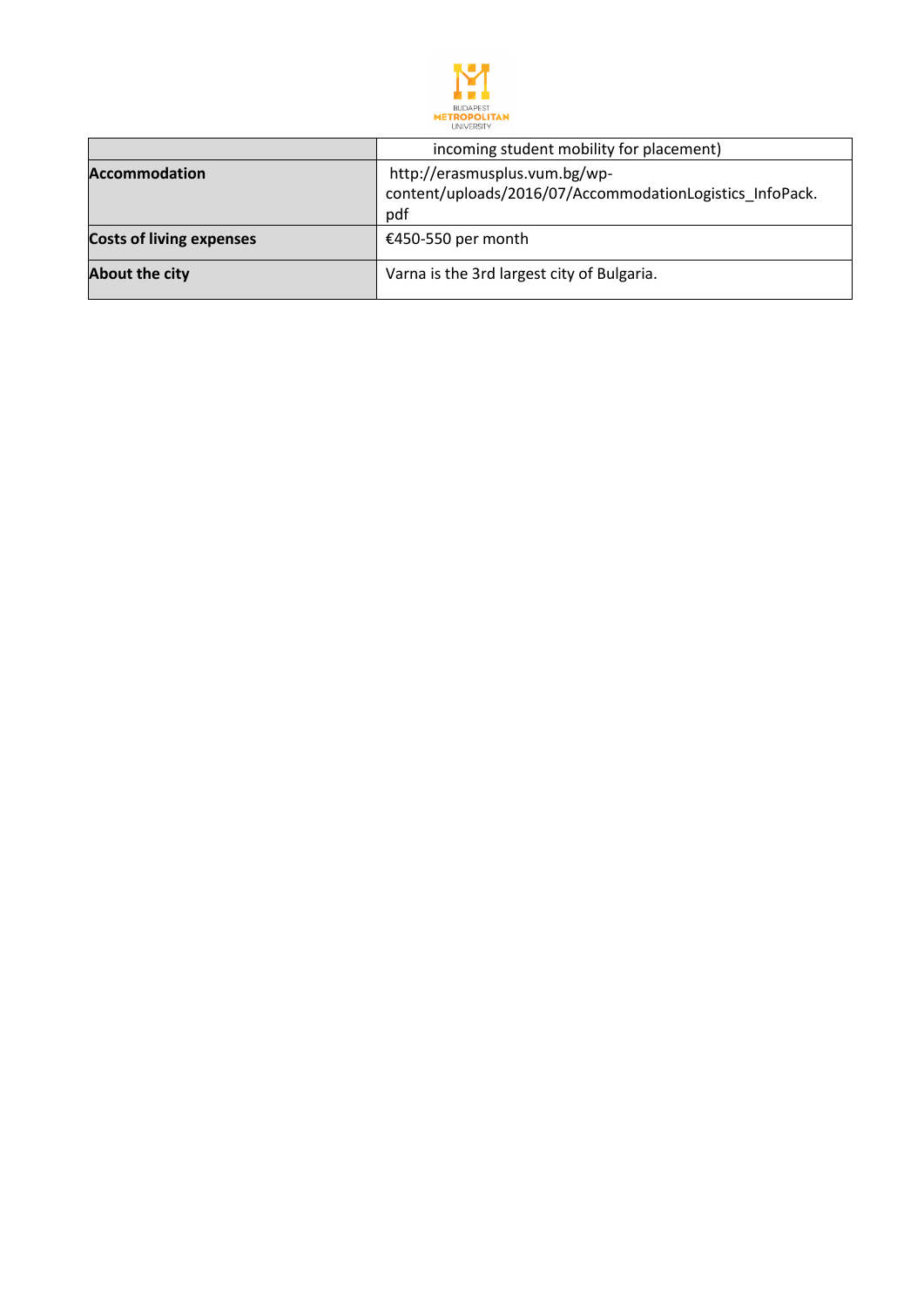| | |
|---|---|
| | incoming student mobility for placement) |
| **Accommodation** | http://erasmusplus.vum.bg/wp-content/uploads/2016/07/AccommodationLogistics_InfoPack.pdf |
| **Costs of living expenses** | €450-550 per month |
| **About the city** | Varna is the 3rd largest city of Bulgaria. |